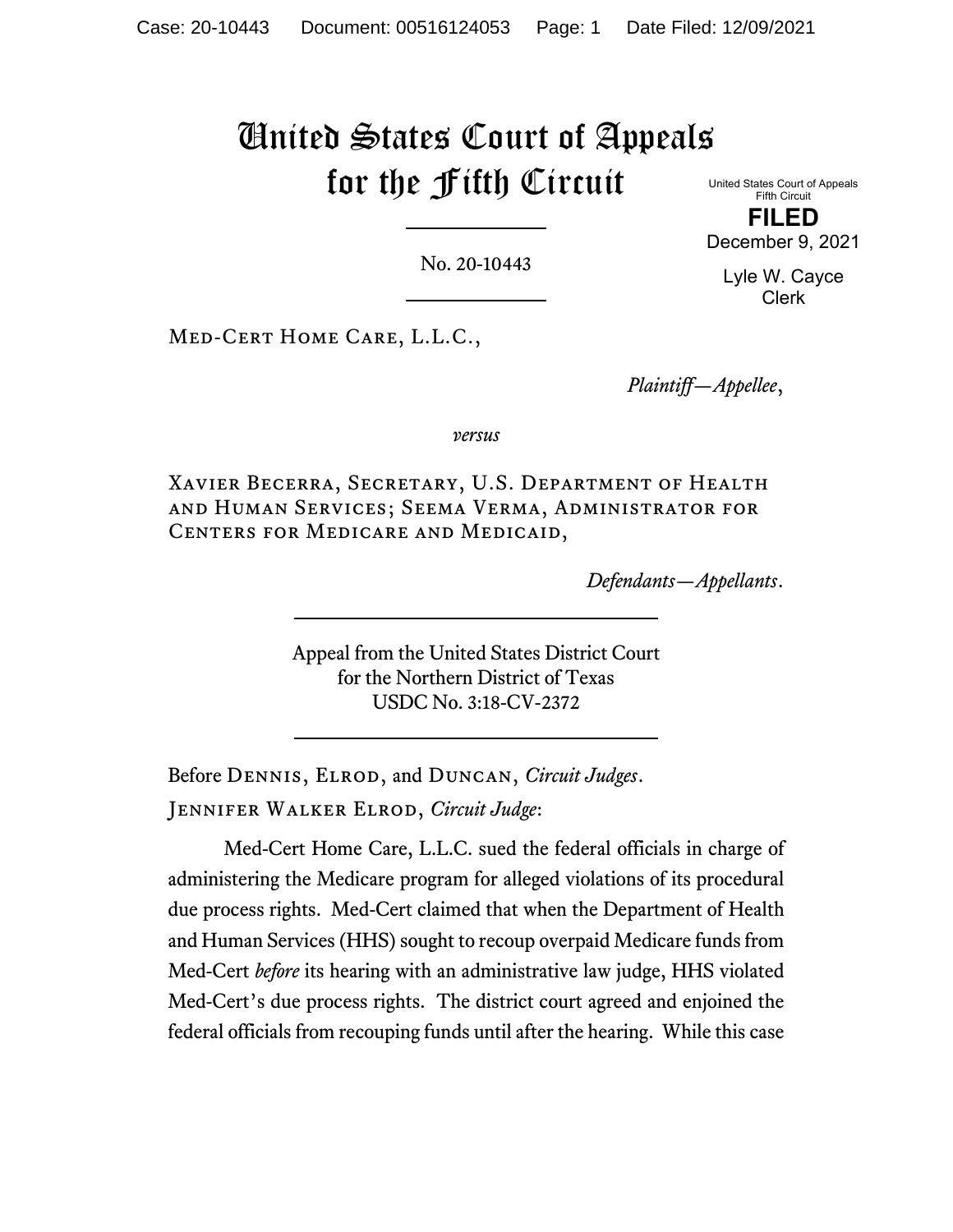# United States Court of Appeals for the Fifth Circuit

United States Court of Appeals
Fifth Circuit

**FILED**

December 9, 2021

Lyle W. Cayce
Clerk

No. 20-10443

Med-Cert Home Care, L.L.C.,

*Plaintiff—Appellee*,

*versus*

Xavier Becerra, Secretary, U.S. Department of Health and Human Services; Seema Verma, Administrator for Centers for Medicare and Medicaid,

*Defendants—Appellants*.

Appeal from the United States District Court
for the Northern District of Texas
USDC No. 3:18-CV-2372

Before Dennis, Elrod, and Duncan, *Circuit Judges*.

Jennifer Walker Elrod, *Circuit Judge*:

Med-Cert Home Care, L.L.C. sued the federal officials in charge of administering the Medicare program for alleged violations of its procedural due process rights. Med-Cert claimed that when the Department of Health and Human Services (HHS) sought to recoup overpaid Medicare funds from Med-Cert *before* its hearing with an administrative law judge, HHS violated Med-Cert's due process rights. The district court agreed and enjoined the federal officials from recouping funds until after the hearing. While this case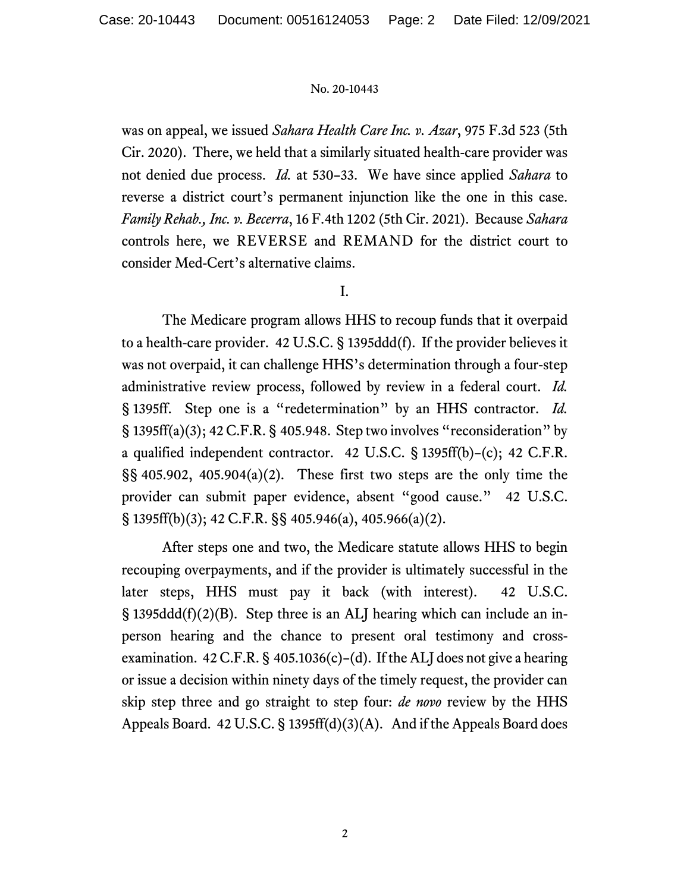was on appeal, we issued *Sahara Health Care Inc. v. Azar*, 975 F.3d 523 (5th Cir. 2020). There, we held that a similarly situated health-care provider was not denied due process. *Id.* at 530–33. We have since applied *Sahara* to reverse a district court's permanent injunction like the one in this case. *Family Rehab., Inc. v. Becerra*, 16 F.4th 1202 (5th Cir. 2021). Because *Sahara* controls here, we REVERSE and REMAND for the district court to consider Med-Cert's alternative claims.

I.

The Medicare program allows HHS to recoup funds that it overpaid to a health-care provider. 42 U.S.C. § 1395ddd(f). If the provider believes it was not overpaid, it can challenge HHS's determination through a four-step administrative review process, followed by review in a federal court. *Id.* § 1395ff. Step one is a "redetermination" by an HHS contractor. *Id.* § 1395ff(a)(3); 42 C.F.R. § 405.948. Step two involves "reconsideration" by a qualified independent contractor. 42 U.S.C. § 1395ff(b)–(c); 42 C.F.R. §§ 405.902, 405.904(a)(2). These first two steps are the only time the provider can submit paper evidence, absent "good cause." 42 U.S.C. § 1395ff(b)(3); 42 C.F.R. §§ 405.946(a), 405.966(a)(2).

After steps one and two, the Medicare statute allows HHS to begin recouping overpayments, and if the provider is ultimately successful in the later steps, HHS must pay it back (with interest). 42 U.S.C. § 1395ddd(f)(2)(B). Step three is an ALJ hearing which can include an in-person hearing and the chance to present oral testimony and cross-examination. 42 C.F.R. § 405.1036(c)–(d). If the ALJ does not give a hearing or issue a decision within ninety days of the timely request, the provider can skip step three and go straight to step four: *de novo* review by the HHS Appeals Board. 42 U.S.C. § 1395ff(d)(3)(A). And if the Appeals Board does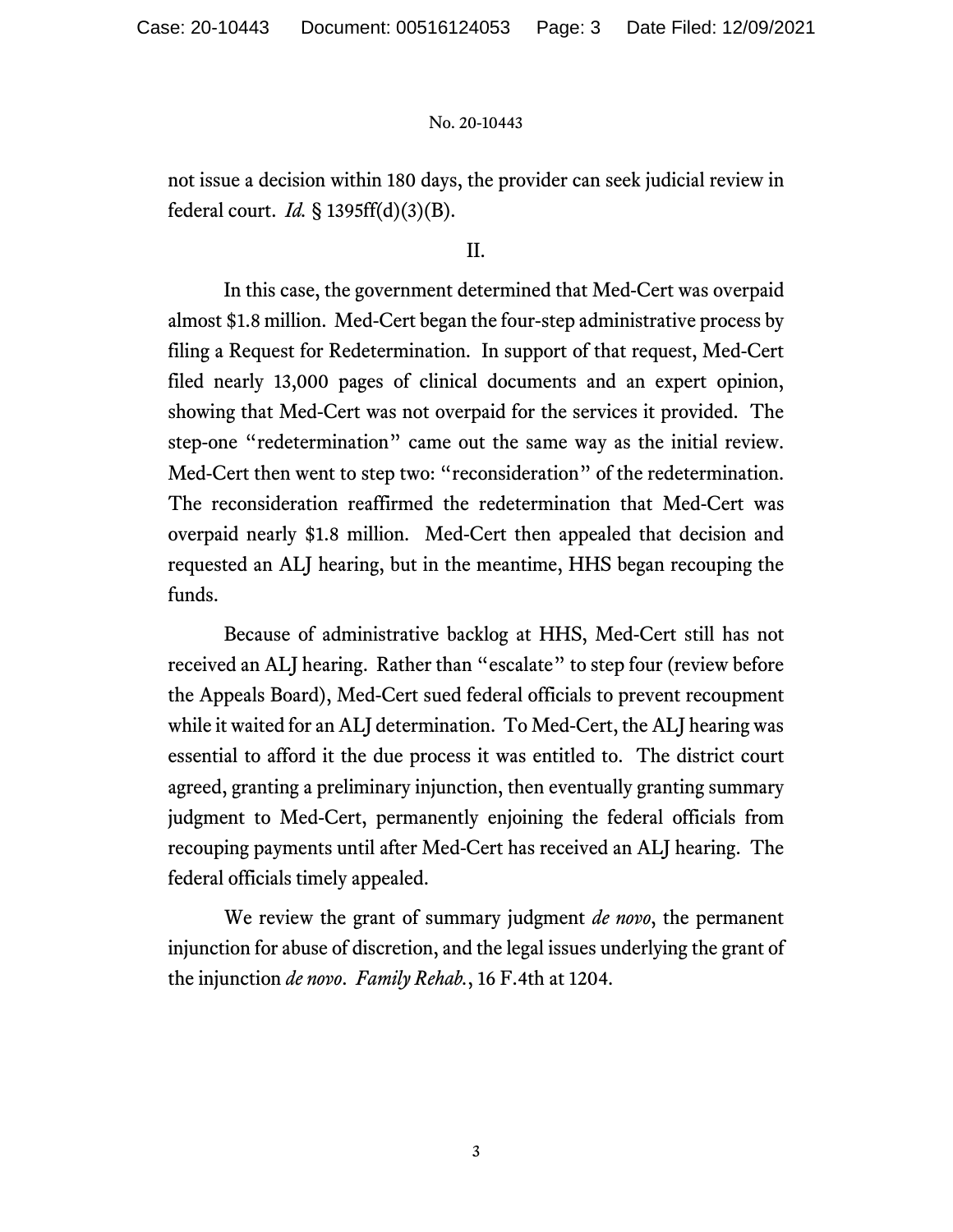not issue a decision within 180 days, the provider can seek judicial review in federal court. *Id.* § 1395ff(d)(3)(B).

II.

In this case, the government determined that Med-Cert was overpaid almost $1.8 million. Med-Cert began the four-step administrative process by filing a Request for Redetermination. In support of that request, Med-Cert filed nearly 13,000 pages of clinical documents and an expert opinion, showing that Med-Cert was not overpaid for the services it provided. The step-one "redetermination" came out the same way as the initial review. Med-Cert then went to step two: "reconsideration" of the redetermination. The reconsideration reaffirmed the redetermination that Med-Cert was overpaid nearly $1.8 million. Med-Cert then appealed that decision and requested an ALJ hearing, but in the meantime, HHS began recouping the funds.

Because of administrative backlog at HHS, Med-Cert still has not received an ALJ hearing. Rather than "escalate" to step four (review before the Appeals Board), Med-Cert sued federal officials to prevent recoupment while it waited for an ALJ determination. To Med-Cert, the ALJ hearing was essential to afford it the due process it was entitled to. The district court agreed, granting a preliminary injunction, then eventually granting summary judgment to Med-Cert, permanently enjoining the federal officials from recouping payments until after Med-Cert has received an ALJ hearing. The federal officials timely appealed.

We review the grant of summary judgment *de novo*, the permanent injunction for abuse of discretion, and the legal issues underlying the grant of the injunction *de novo*. *Family Rehab.*, 16 F.4th at 1204.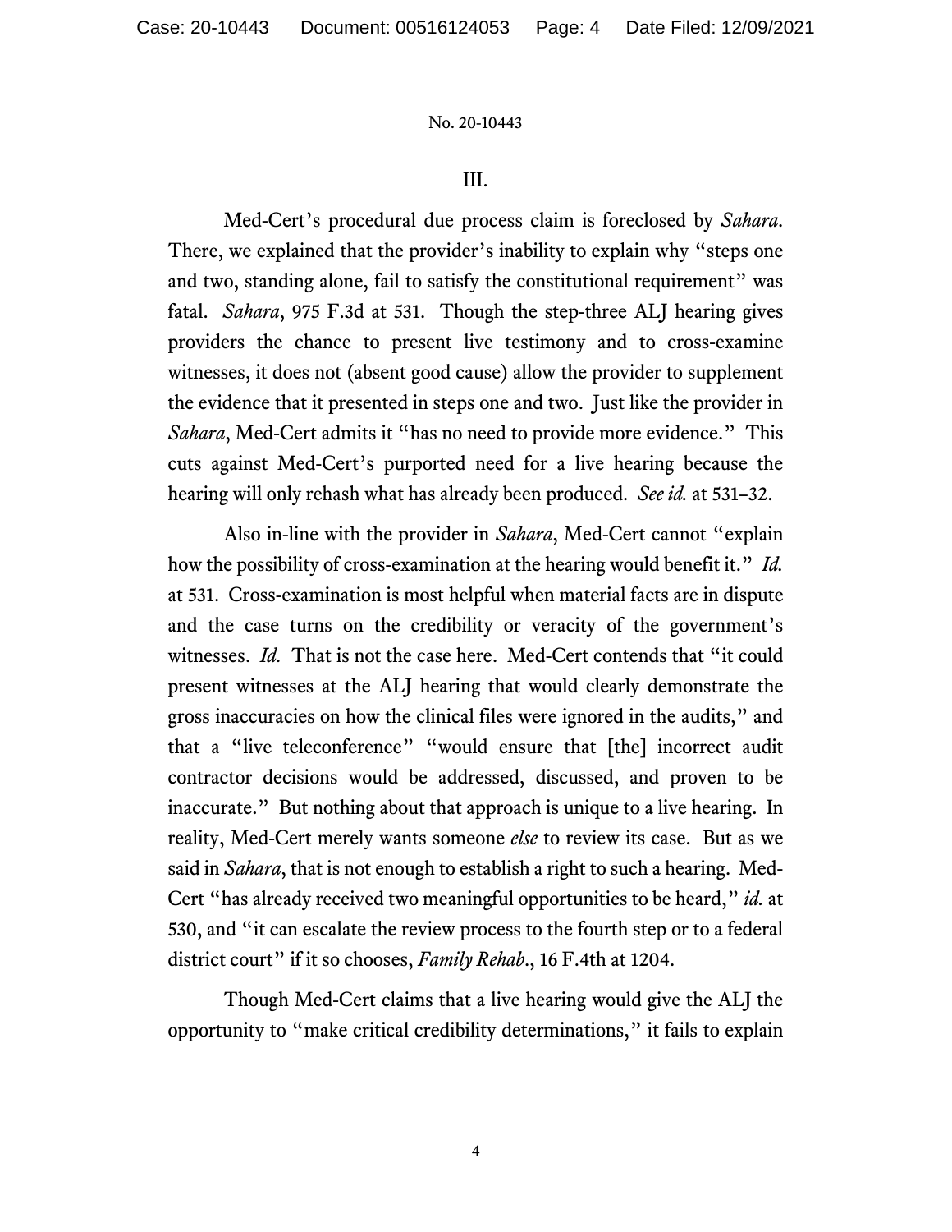III.

Med-Cert's procedural due process claim is foreclosed by *Sahara*. There, we explained that the provider's inability to explain why "steps one and two, standing alone, fail to satisfy the constitutional requirement" was fatal. *Sahara*, 975 F.3d at 531. Though the step-three ALJ hearing gives providers the chance to present live testimony and to cross-examine witnesses, it does not (absent good cause) allow the provider to supplement the evidence that it presented in steps one and two. Just like the provider in *Sahara*, Med-Cert admits it "has no need to provide more evidence." This cuts against Med-Cert's purported need for a live hearing because the hearing will only rehash what has already been produced. *See id.* at 531–32.

Also in-line with the provider in *Sahara*, Med-Cert cannot "explain how the possibility of cross-examination at the hearing would benefit it." *Id.* at 531. Cross-examination is most helpful when material facts are in dispute and the case turns on the credibility or veracity of the government's witnesses. *Id.* That is not the case here. Med-Cert contends that "it could present witnesses at the ALJ hearing that would clearly demonstrate the gross inaccuracies on how the clinical files were ignored in the audits," and that a "live teleconference" "would ensure that [the] incorrect audit contractor decisions would be addressed, discussed, and proven to be inaccurate." But nothing about that approach is unique to a live hearing. In reality, Med-Cert merely wants someone *else* to review its case. But as we said in *Sahara*, that is not enough to establish a right to such a hearing. Med-Cert "has already received two meaningful opportunities to be heard," *id.* at 530, and "it can escalate the review process to the fourth step or to a federal district court" if it so chooses, *Family Rehab*., 16 F.4th at 1204.

Though Med-Cert claims that a live hearing would give the ALJ the opportunity to "make critical credibility determinations," it fails to explain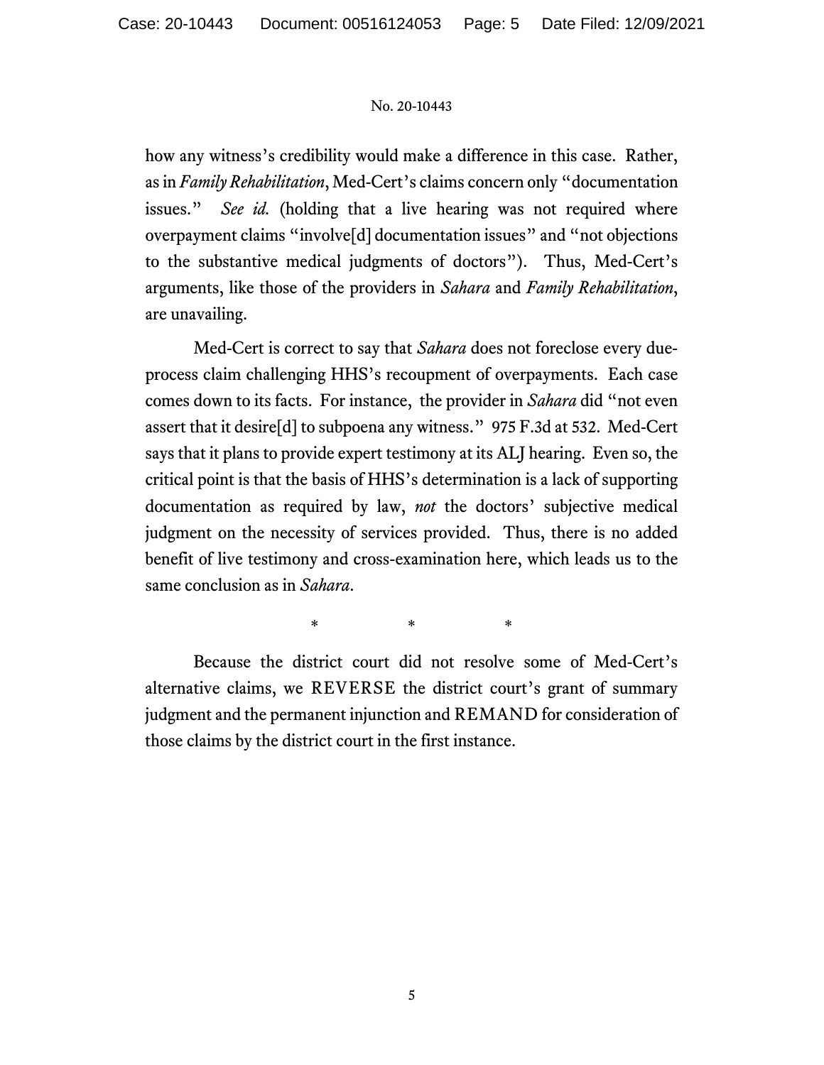how any witness's credibility would make a difference in this case. Rather, as in *Family Rehabilitation*, Med-Cert's claims concern only "documentation issues." *See id.* (holding that a live hearing was not required where overpayment claims "involve[d] documentation issues" and "not objections to the substantive medical judgments of doctors"). Thus, Med-Cert's arguments, like those of the providers in *Sahara* and *Family Rehabilitation*, are unavailing.

Med-Cert is correct to say that *Sahara* does not foreclose every due-process claim challenging HHS's recoupment of overpayments. Each case comes down to its facts. For instance, the provider in *Sahara* did "not even assert that it desire[d] to subpoena any witness." 975 F.3d at 532. Med-Cert says that it plans to provide expert testimony at its ALJ hearing. Even so, the critical point is that the basis of HHS's determination is a lack of supporting documentation as required by law, *not* the doctors' subjective medical judgment on the necessity of services provided. Thus, there is no added benefit of live testimony and cross-examination here, which leads us to the same conclusion as in *Sahara*.

\* \* \*

Because the district court did not resolve some of Med-Cert's alternative claims, we REVERSE the district court's grant of summary judgment and the permanent injunction and REMAND for consideration of those claims by the district court in the first instance.